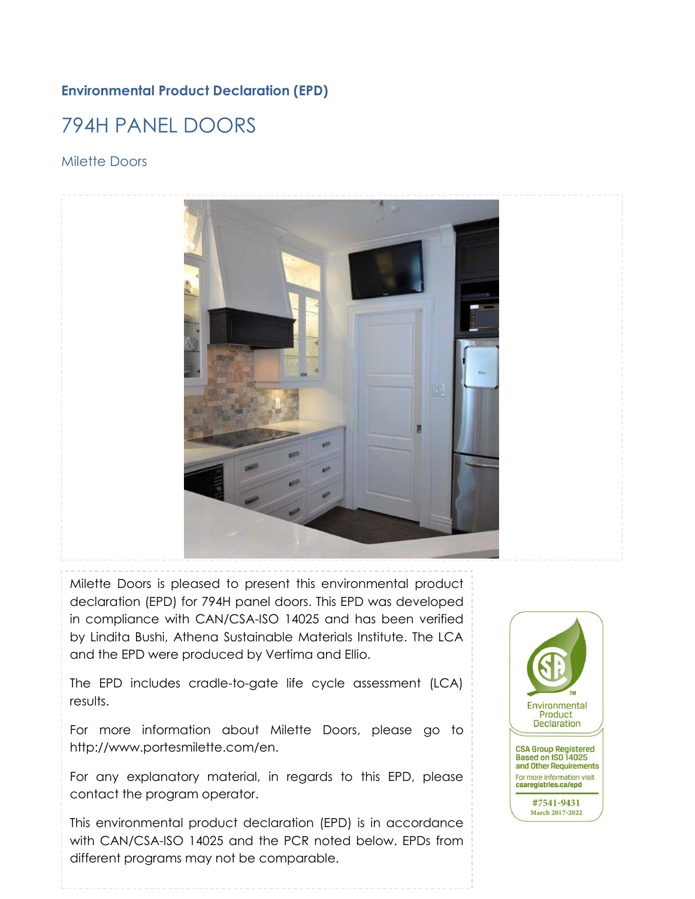**Environmental Product Declaration (EPD)**

# 794H PANEL DOORS

## Milette Doors

Milette Doors is pleased to present this environmental product declaration (EPD) for 794H panel doors. This EPD was developed in compliance with CAN/CSA-ISO 14025 and has been verified by Lindita Bushi, Athena Sustainable Materials Institute. The LCA and the EPD were produced by Vertima and Ellio.

The EPD includes cradle-to-gate life cycle assessment (LCA) results.

For more information about Milette Doors, please go to http://www.portesmilette.com/en.

For any explanatory material, in regards to this EPD, please contact the program operator.

This environmental product declaration (EPD) is in accordance with CAN/CSA-ISO 14025 and the PCR noted below. EPDs from different programs may not be comparable.

Environmental Product Declaration

CSA Group Registered Based on ISO 14025 and Other Requirements

For more information visit csaregistries.ca/epd

#7541-9431

March 2017-2022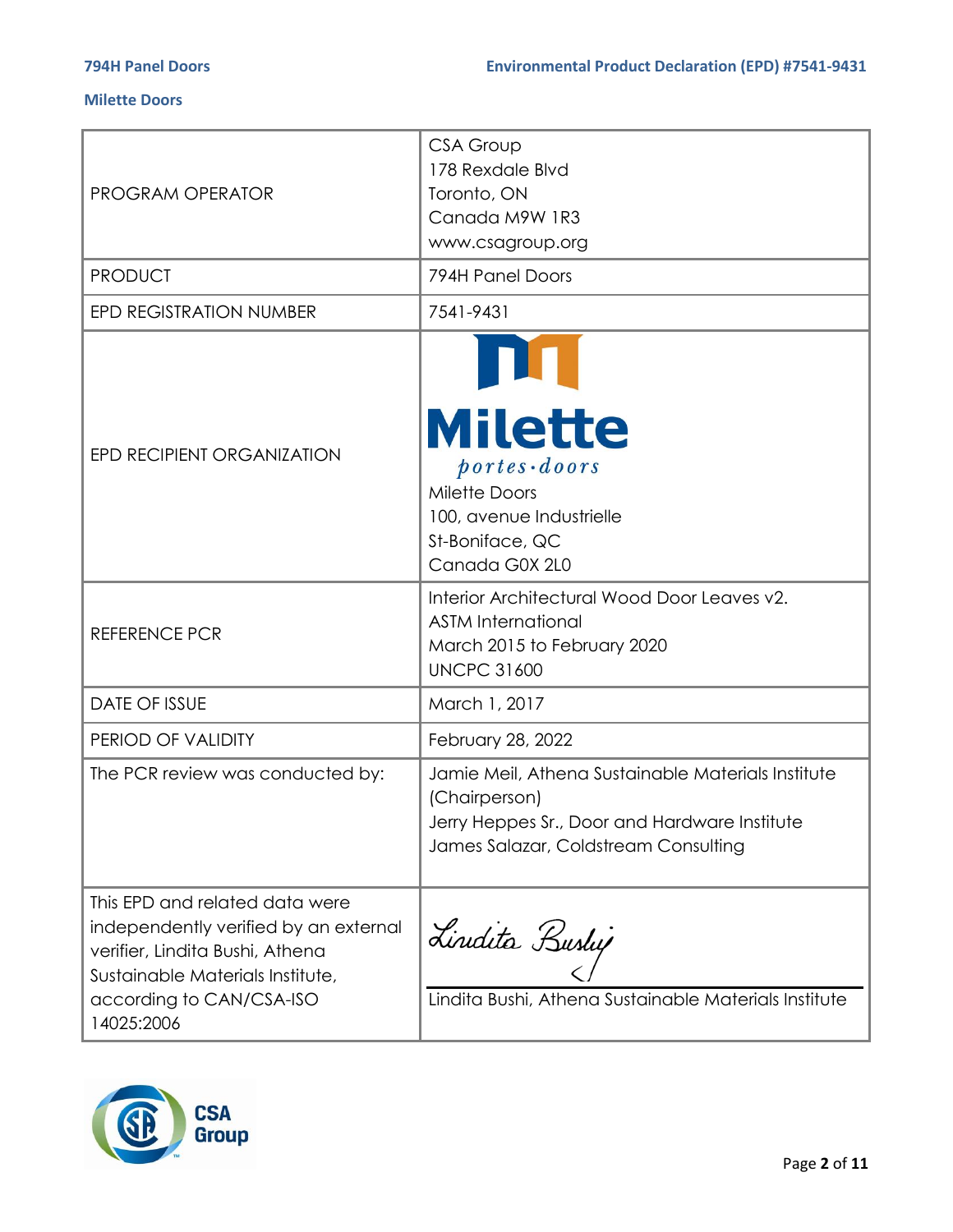| | |
|---|---|
| PROGRAM OPERATOR | CSA Group<br>178 Rexdale Blvd<br>Toronto, ON<br>Canada M9W 1R3<br>www.csagroup.org |
| PRODUCT | 794H Panel Doors |
| EPD REGISTRATION NUMBER | 7541-9431 |
| EPD RECIPIENT ORGANIZATION | Milette<br>portes·doors<br>Milette Doors<br>100, avenue Industrielle<br>St-Boniface, QC<br>Canada G0X 2L0 |
| REFERENCE PCR | Interior Architectural Wood Door Leaves v2.<br>ASTM International<br>March 2015 to February 2020<br>UNCPC 31600 |
| DATE OF ISSUE | March 1, 2017 |
| PERIOD OF VALIDITY | February 28, 2022 |
| The PCR review was conducted by: | Jamie Meil, Athena Sustainable Materials Institute (Chairperson)<br>Jerry Heppes Sr., Door and Hardware Institute<br>James Salazar, Coldstream Consulting |
| This EPD and related data were independently verified by an external verifier, Lindita Bushi, Athena Sustainable Materials Institute, according to CAN/CSA-ISO 14025:2006 | Lindita Bushi<br>Lindita Bushi, Athena Sustainable Materials Institute |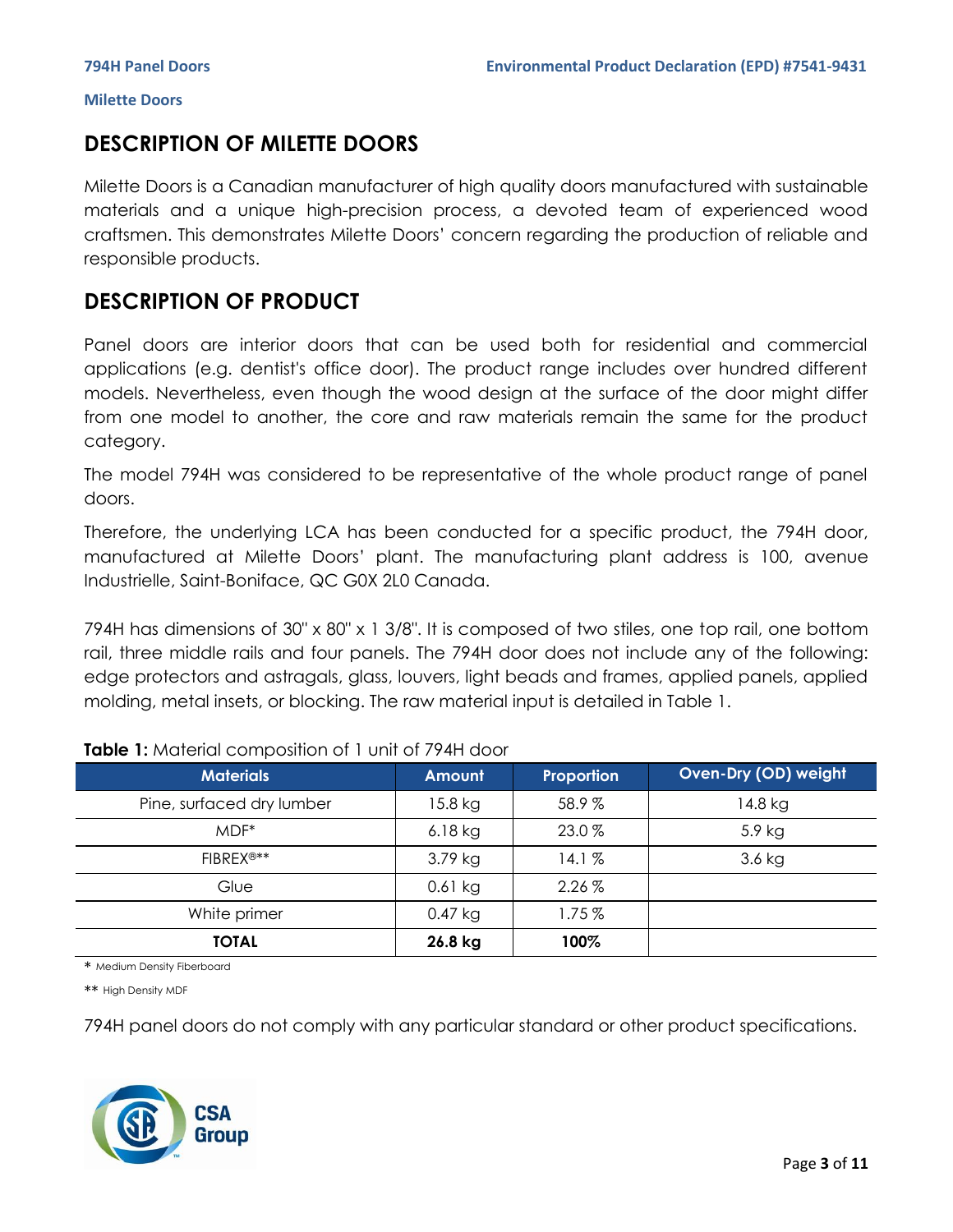## DESCRIPTION OF MILETTE DOORS

Milette Doors is a Canadian manufacturer of high quality doors manufactured with sustainable materials and a unique high-precision process, a devoted team of experienced wood craftsmen. This demonstrates Milette Doors' concern regarding the production of reliable and responsible products.

## DESCRIPTION OF PRODUCT

Panel doors are interior doors that can be used both for residential and commercial applications (e.g. dentist's office door). The product range includes over hundred different models. Nevertheless, even though the wood design at the surface of the door might differ from one model to another, the core and raw materials remain the same for the product category.

The model 794H was considered to be representative of the whole product range of panel doors.

Therefore, the underlying LCA has been conducted for a specific product, the 794H door, manufactured at Milette Doors' plant. The manufacturing plant address is 100, avenue Industrielle, Saint-Boniface, QC G0X 2L0 Canada.

794H has dimensions of 30" x 80" x 1 3/8". It is composed of two stiles, one top rail, one bottom rail, three middle rails and four panels. The 794H door does not include any of the following: edge protectors and astragals, glass, louvers, light beads and frames, applied panels, applied molding, metal insets, or blocking. The raw material input is detailed in Table 1.

**Table 1:** Material composition of 1 unit of 794H door

| Materials | Amount | Proportion | Oven-Dry (OD) weight |
|---|---|---|---|
| Pine, surfaced dry lumber | 15.8 kg | 58.9 % | 14.8 kg |
| MDF* | 6.18 kg | 23.0 % | 5.9 kg |
| FIBREX®** | 3.79 kg | 14.1 % | 3.6 kg |
| Glue | 0.61 kg | 2.26 % | |
| White primer | 0.47 kg | 1.75 % | |
| **TOTAL** | **26.8 kg** | **100%** | |

\* Medium Density Fiberboard

\*\* High Density MDF

794H panel doors do not comply with any particular standard or other product specifications.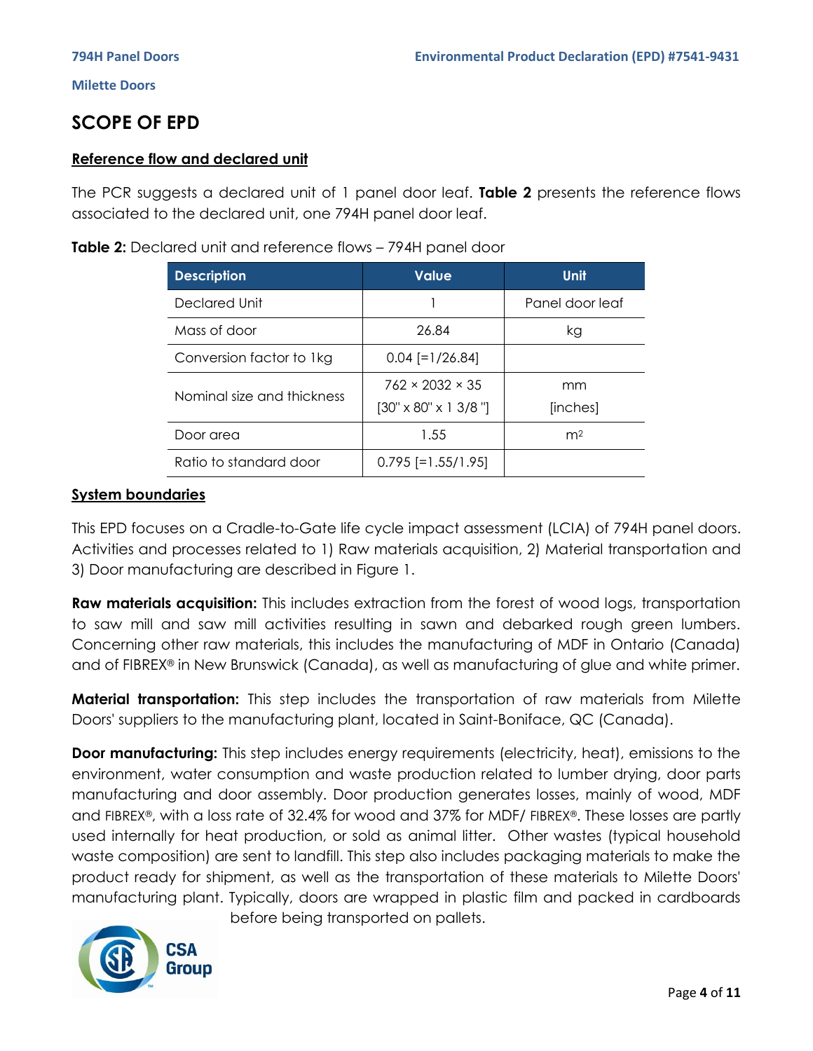## SCOPE OF EPD

### Reference flow and declared unit

The PCR suggests a declared unit of 1 panel door leaf. **Table 2** presents the reference flows associated to the declared unit, one 794H panel door leaf.

**Table 2:** Declared unit and reference flows – 794H panel door

| Description | Value | Unit |
|---|---|---|
| Declared Unit | 1 | Panel door leaf |
| Mass of door | 26.84 | kg |
| Conversion factor to 1kg | 0.04 [=1/26.84] | |
| Nominal size and thickness | 762 × 2032 × 35 [30" x 80" x 1 3/8 "] | mm [inches] |
| Door area | 1.55 | $m^2$ |
| Ratio to standard door | 0.795 [=1.55/1.95] | |

### System boundaries

This EPD focuses on a Cradle-to-Gate life cycle impact assessment (LCIA) of 794H panel doors. Activities and processes related to 1) Raw materials acquisition, 2) Material transportation and 3) Door manufacturing are described in Figure 1.

**Raw materials acquisition:** This includes extraction from the forest of wood logs, transportation to saw mill and saw mill activities resulting in sawn and debarked rough green lumbers. Concerning other raw materials, this includes the manufacturing of MDF in Ontario (Canada) and of FIBREX® in New Brunswick (Canada), as well as manufacturing of glue and white primer.

**Material transportation:** This step includes the transportation of raw materials from Milette Doors' suppliers to the manufacturing plant, located in Saint-Boniface, QC (Canada).

**Door manufacturing:** This step includes energy requirements (electricity, heat), emissions to the environment, water consumption and waste production related to lumber drying, door parts manufacturing and door assembly. Door production generates losses, mainly of wood, MDF and FIBREX®, with a loss rate of 32.4% for wood and 37% for MDF/ FIBREX®. These losses are partly used internally for heat production, or sold as animal litter. Other wastes (typical household waste composition) are sent to landfill. This step also includes packaging materials to make the product ready for shipment, as well as the transportation of these materials to Milette Doors' manufacturing plant. Typically, doors are wrapped in plastic film and packed in cardboards before being transported on pallets.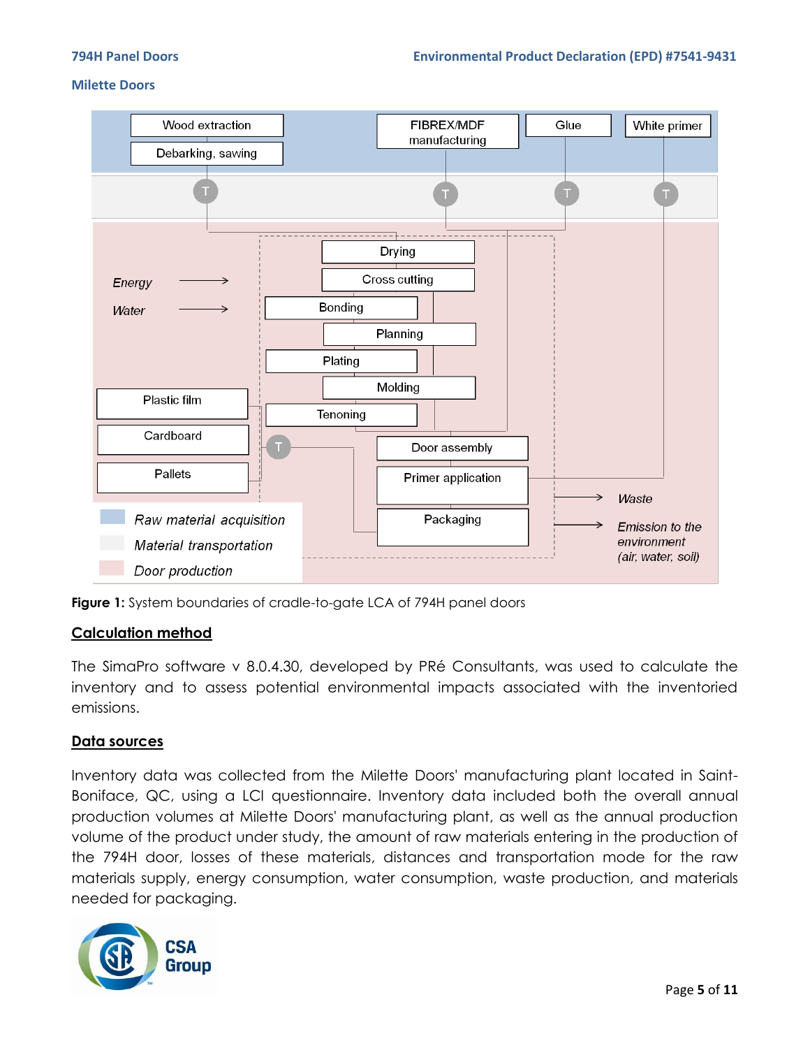Figure 1: System boundaries of cradle-to-gate LCA of 794H panel doors

## Calculation method

The SimaPro software v 8.0.4.30, developed by PRé Consultants, was used to calculate the inventory and to assess potential environmental impacts associated with the inventoried emissions.

## Data sources

Inventory data was collected from the Milette Doors' manufacturing plant located in Saint-Boniface, QC, using a LCI questionnaire. Inventory data included both the overall annual production volumes at Milette Doors' manufacturing plant, as well as the annual production volume of the product under study, the amount of raw materials entering in the production of the 794H door, losses of these materials, distances and transportation mode for the raw materials supply, energy consumption, water consumption, waste production, and materials needed for packaging.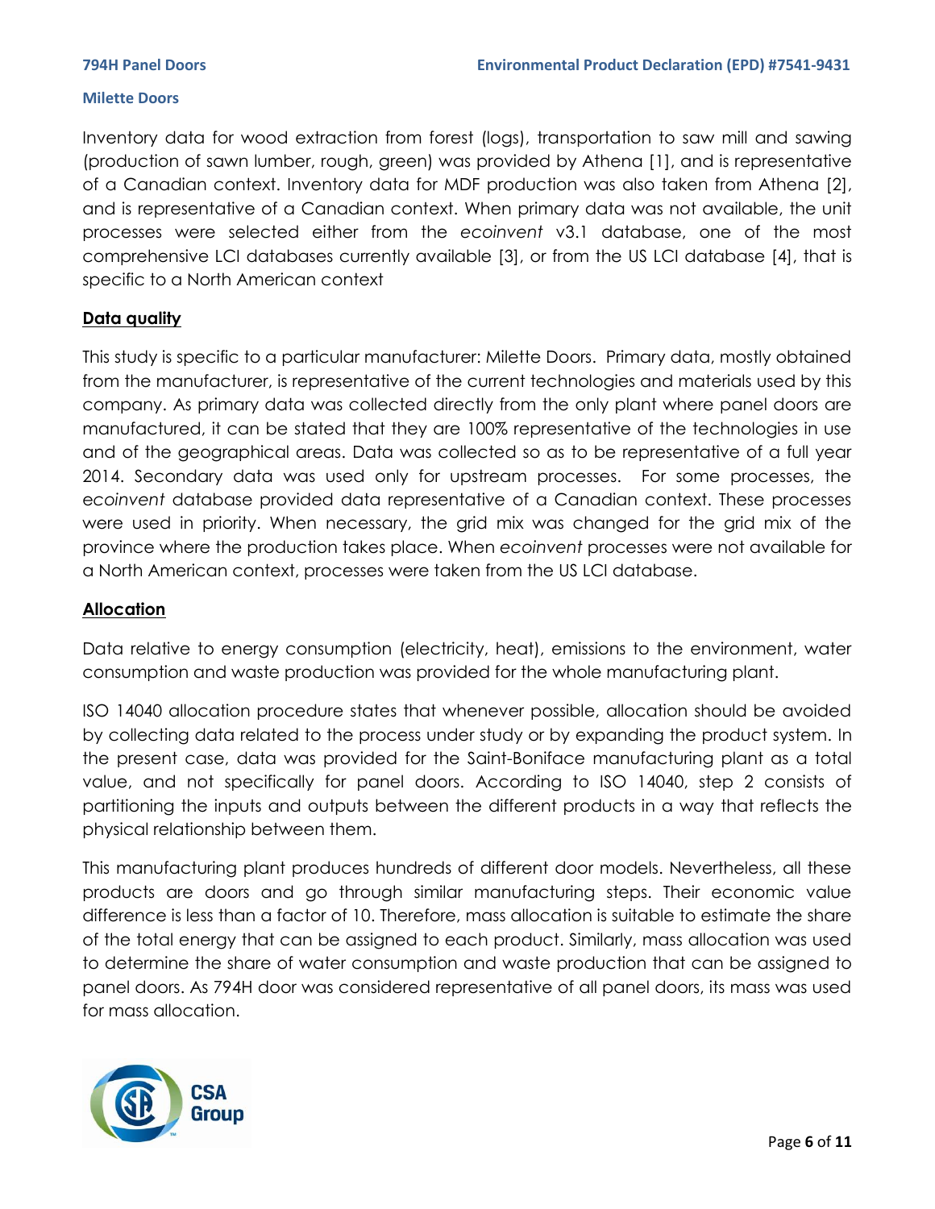Inventory data for wood extraction from forest (logs), transportation to saw mill and sawing (production of sawn lumber, rough, green) was provided by Athena [1], and is representative of a Canadian context. Inventory data for MDF production was also taken from Athena [2], and is representative of a Canadian context. When primary data was not available, the unit processes were selected either from the *ecoinvent* v3.1 database, one of the most comprehensive LCI databases currently available [3], or from the US LCI database [4], that is specific to a North American context

**Data quality**

This study is specific to a particular manufacturer: Milette Doors. Primary data, mostly obtained from the manufacturer, is representative of the current technologies and materials used by this company. As primary data was collected directly from the only plant where panel doors are manufactured, it can be stated that they are 100% representative of the technologies in use and of the geographical areas. Data was collected so as to be representative of a full year 2014. Secondary data was used only for upstream processes. For some processes, the *ecoinvent* database provided data representative of a Canadian context. These processes were used in priority. When necessary, the grid mix was changed for the grid mix of the province where the production takes place. When *ecoinvent* processes were not available for a North American context, processes were taken from the US LCI database.

**Allocation**

Data relative to energy consumption (electricity, heat), emissions to the environment, water consumption and waste production was provided for the whole manufacturing plant.

ISO 14040 allocation procedure states that whenever possible, allocation should be avoided by collecting data related to the process under study or by expanding the product system. In the present case, data was provided for the Saint-Boniface manufacturing plant as a total value, and not specifically for panel doors. According to ISO 14040, step 2 consists of partitioning the inputs and outputs between the different products in a way that reflects the physical relationship between them.

This manufacturing plant produces hundreds of different door models. Nevertheless, all these products are doors and go through similar manufacturing steps. Their economic value difference is less than a factor of 10. Therefore, mass allocation is suitable to estimate the share of the total energy that can be assigned to each product. Similarly, mass allocation was used to determine the share of water consumption and waste production that can be assigned to panel doors. As 794H door was considered representative of all panel doors, its mass was used for mass allocation.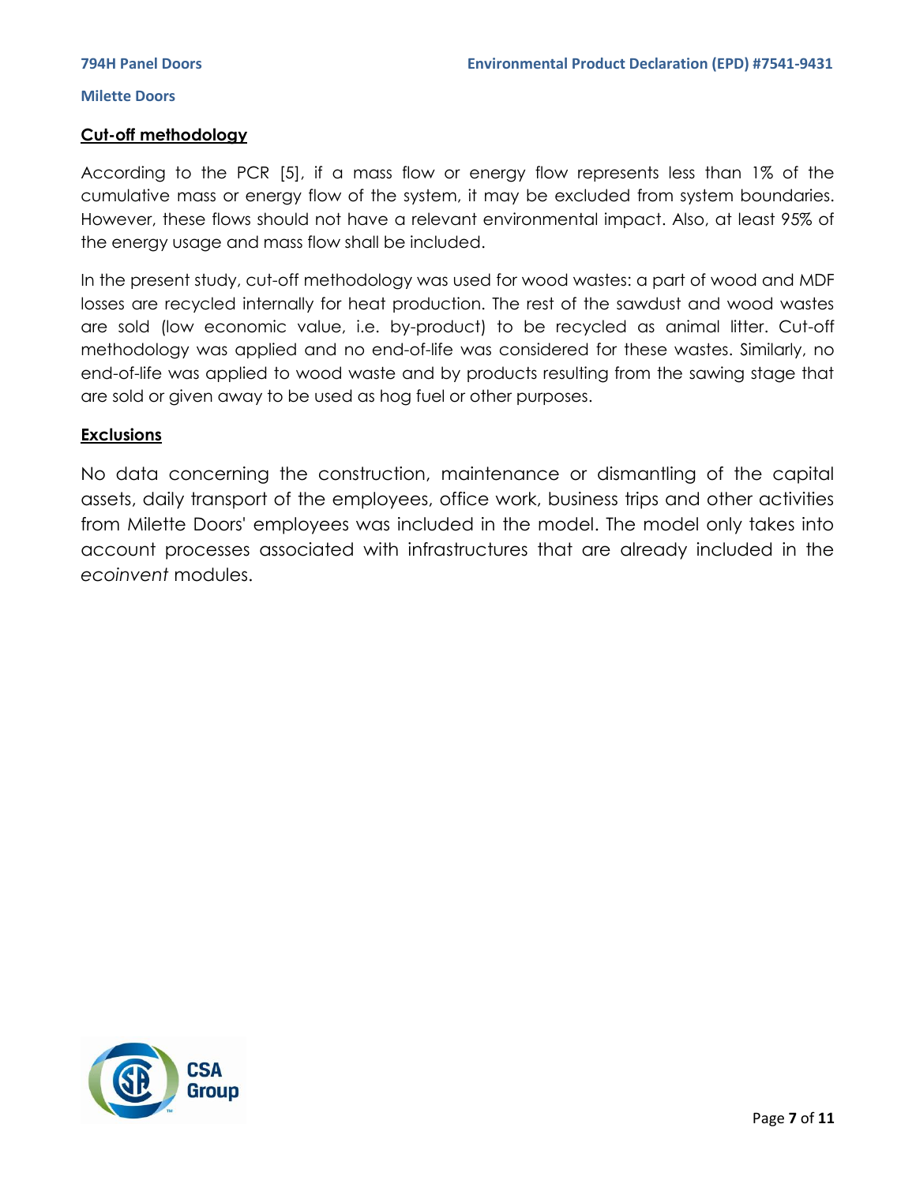## Cut-off methodology

According to the PCR [5], if a mass flow or energy flow represents less than 1% of the cumulative mass or energy flow of the system, it may be excluded from system boundaries. However, these flows should not have a relevant environmental impact. Also, at least 95% of the energy usage and mass flow shall be included.

In the present study, cut-off methodology was used for wood wastes: a part of wood and MDF losses are recycled internally for heat production. The rest of the sawdust and wood wastes are sold (low economic value, i.e. by-product) to be recycled as animal litter. Cut-off methodology was applied and no end-of-life was considered for these wastes. Similarly, no end-of-life was applied to wood waste and by products resulting from the sawing stage that are sold or given away to be used as hog fuel or other purposes.

## Exclusions

No data concerning the construction, maintenance or dismantling of the capital assets, daily transport of the employees, office work, business trips and other activities from Milette Doors' employees was included in the model. The model only takes into account processes associated with infrastructures that are already included in the *ecoinvent* modules.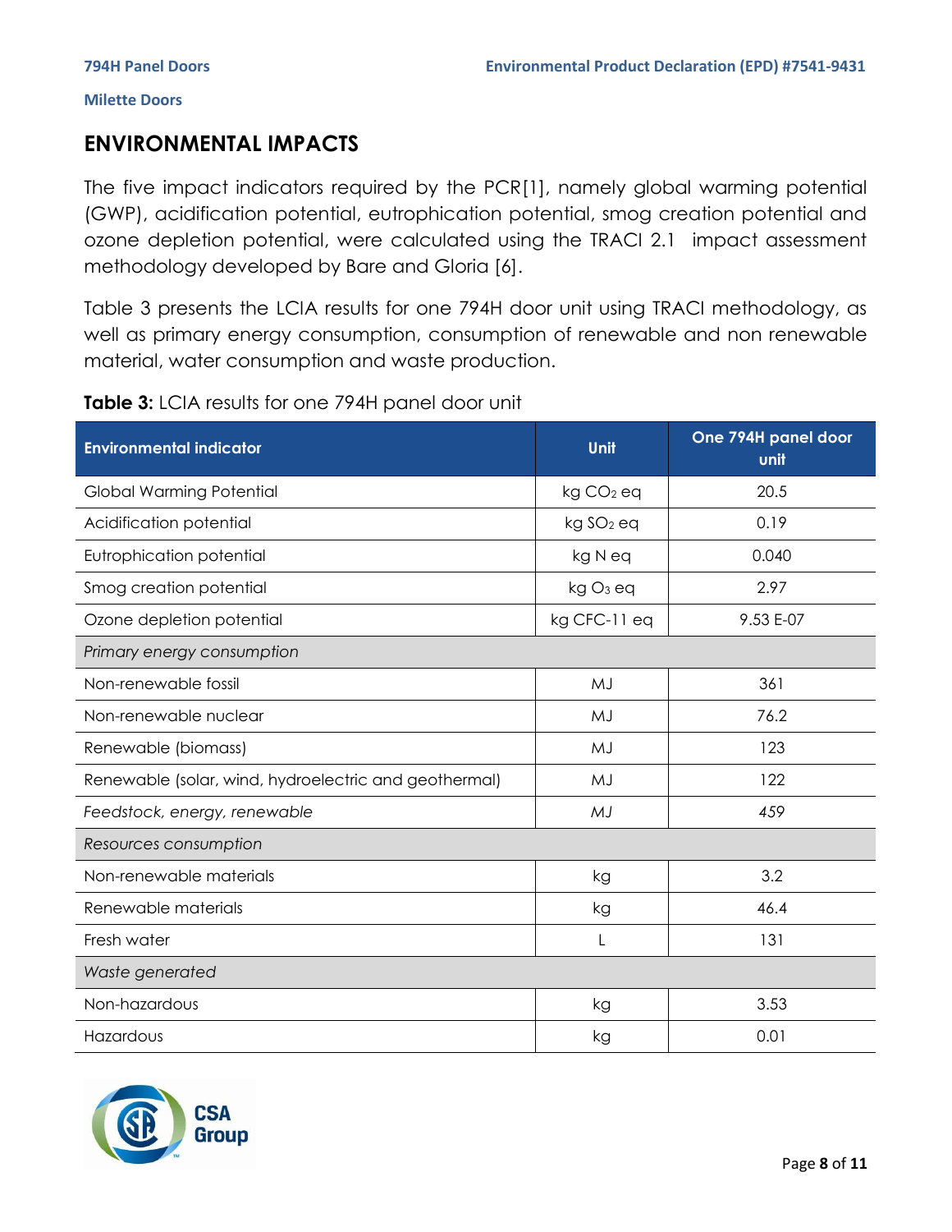## ENVIRONMENTAL IMPACTS

The five impact indicators required by the PCR[1], namely global warming potential (GWP), acidification potential, eutrophication potential, smog creation potential and ozone depletion potential, were calculated using the TRACI 2.1 impact assessment methodology developed by Bare and Gloria [6].

Table 3 presents the LCIA results for one 794H door unit using TRACI methodology, as well as primary energy consumption, consumption of renewable and non renewable material, water consumption and waste production.

**Table 3:** LCIA results for one 794H panel door unit

| Environmental indicator | Unit | One 794H panel door unit |
|---|---|---|
| Global Warming Potential | kg $CO_2$ eq | 20.5 |
| Acidification potential | kg $SO_2$ eq | 0.19 |
| Eutrophication potential | kg N eq | 0.040 |
| Smog creation potential | kg $O_3$ eq | 2.97 |
| Ozone depletion potential | kg CFC-11 eq | 9.53 E-07 |
| *Primary energy consumption* | | |
| Non-renewable fossil | MJ | 361 |
| Non-renewable nuclear | MJ | 76.2 |
| Renewable (biomass) | MJ | 123 |
| Renewable (solar, wind, hydroelectric and geothermal) | MJ | 122 |
| *Feedstock, energy, renewable* | *MJ* | *459* |
| *Resources consumption* | | |
| Non-renewable materials | kg | 3.2 |
| Renewable materials | kg | 46.4 |
| Fresh water | L | 131 |
| *Waste generated* | | |
| Non-hazardous | kg | 3.53 |
| Hazardous | kg | 0.01 |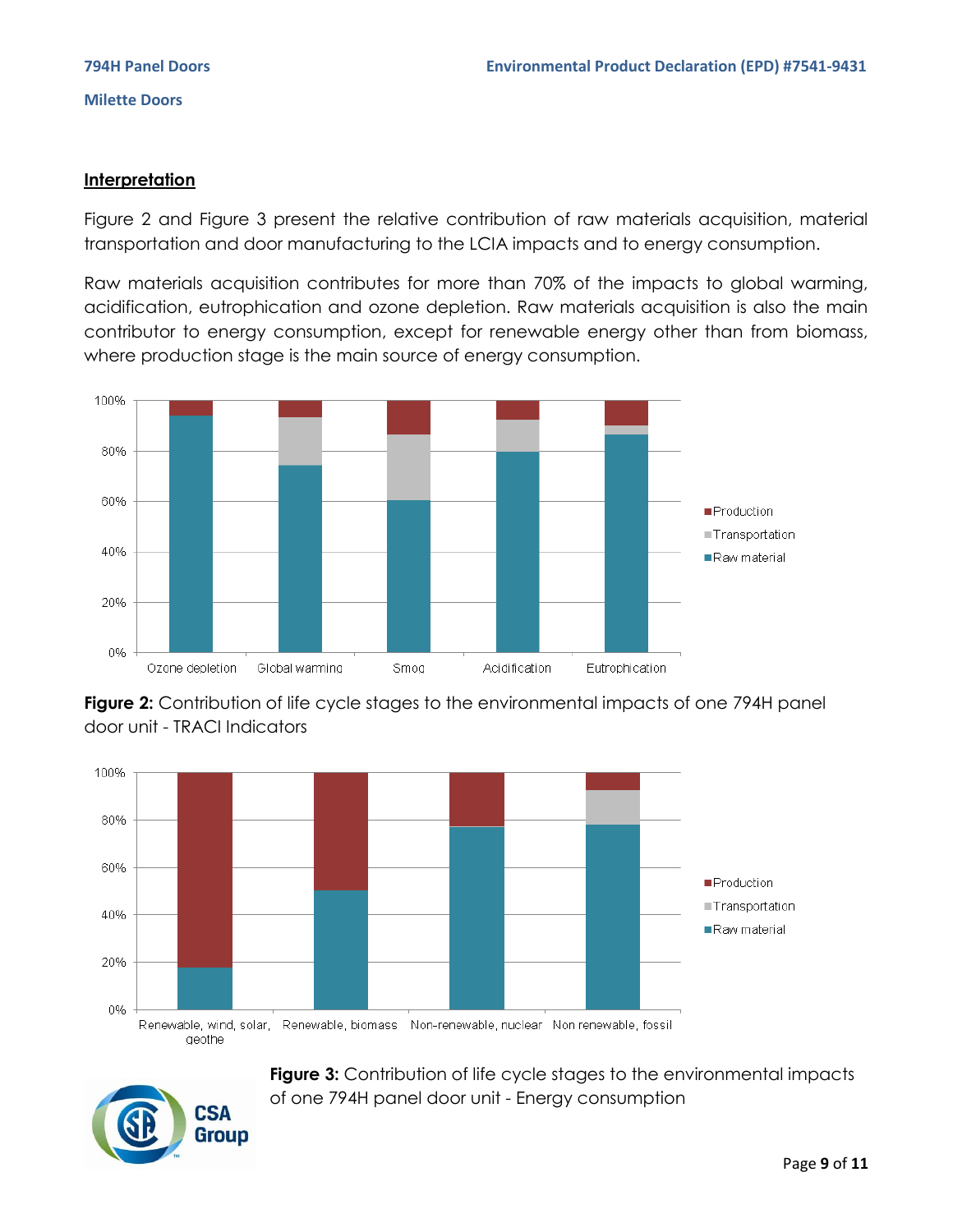## Interpretation

Figure 2 and Figure 3 present the relative contribution of raw materials acquisition, material transportation and door manufacturing to the LCIA impacts and to energy consumption.

Raw materials acquisition contributes for more than 70% of the impacts to global warming, acidification, eutrophication and ozone depletion. Raw materials acquisition is also the main contributor to energy consumption, except for renewable energy other than from biomass, where production stage is the main source of energy consumption.

**Figure 2:** Contribution of life cycle stages to the environmental impacts of one 794H panel door unit - TRACI Indicators

**Figure 3:** Contribution of life cycle stages to the environmental impacts of one 794H panel door unit - Energy consumption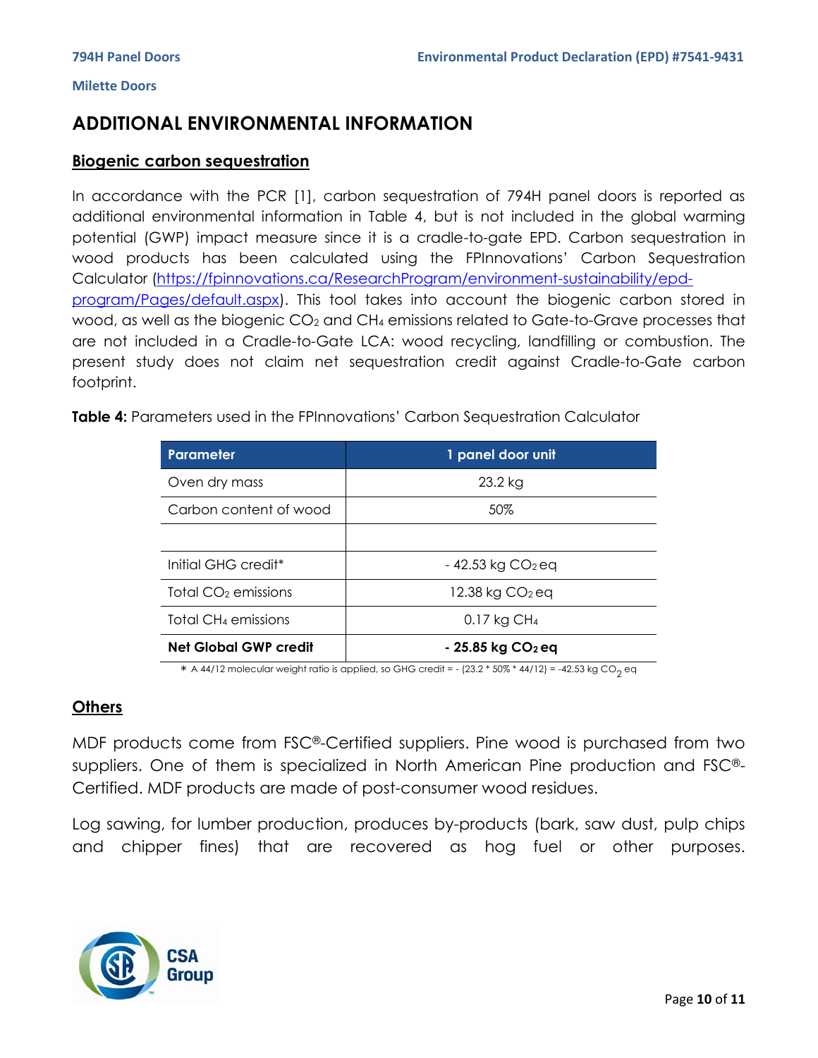## ADDITIONAL ENVIRONMENTAL INFORMATION

### Biogenic carbon sequestration

In accordance with the PCR [1], carbon sequestration of 794H panel doors is reported as additional environmental information in Table 4, but is not included in the global warming potential (GWP) impact measure since it is a cradle-to-gate EPD. Carbon sequestration in wood products has been calculated using the FPInnovations' Carbon Sequestration Calculator (https://fpinnovations.ca/ResearchProgram/environment-sustainability/epd-program/Pages/default.aspx). This tool takes into account the biogenic carbon stored in wood, as well as the biogenic $CO_2$ and $CH_4$ emissions related to Gate-to-Grave processes that are not included in a Cradle-to-Gate LCA: wood recycling, landfilling or combustion. The present study does not claim net sequestration credit against Cradle-to-Gate carbon footprint.

**Table 4:** Parameters used in the FPInnovations' Carbon Sequestration Calculator

| Parameter | 1 panel door unit |
|---|---|
| Oven dry mass | 23.2 kg |
| Carbon content of wood | 50% |
| | |
| Initial GHG credit* | - 42.53 kg $CO_2$ eq |
| Total $CO_2$ emissions | 12.38 kg $CO_2$ eq |
| Total $CH_4$ emissions | 0.17 kg $CH_4$ |
| **Net Global GWP credit** | **- 25.85 kg $CO_2$ eq** |

* A 44/12 molecular weight ratio is applied, so GHG credit = - (23.2 * 50% * 44/12) = -42.53 kg $CO_2$ eq

### Others

MDF products come from FSC®-Certified suppliers. Pine wood is purchased from two suppliers. One of them is specialized in North American Pine production and FSC®-Certified. MDF products are made of post-consumer wood residues.

Log sawing, for lumber production, produces by-products (bark, saw dust, pulp chips and chipper fines) that are recovered as hog fuel or other purposes.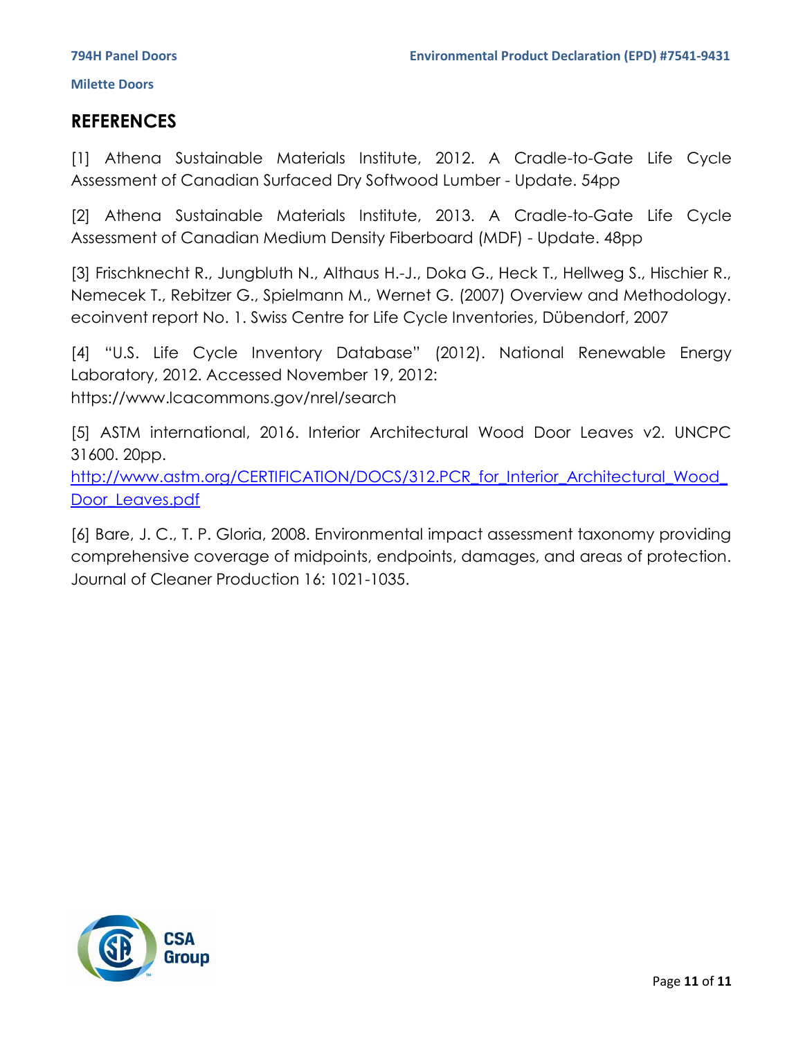## REFERENCES

[1] Athena Sustainable Materials Institute, 2012. A Cradle-to-Gate Life Cycle Assessment of Canadian Surfaced Dry Softwood Lumber - Update. 54pp

[2] Athena Sustainable Materials Institute, 2013. A Cradle-to-Gate Life Cycle Assessment of Canadian Medium Density Fiberboard (MDF) - Update. 48pp

[3] Frischknecht R., Jungbluth N., Althaus H.-J., Doka G., Heck T., Hellweg S., Hischier R., Nemecek T., Rebitzer G., Spielmann M., Wernet G. (2007) Overview and Methodology. ecoinvent report No. 1. Swiss Centre for Life Cycle Inventories, Dübendorf, 2007

[4] "U.S. Life Cycle Inventory Database" (2012). National Renewable Energy Laboratory, 2012. Accessed November 19, 2012: https://www.lcacommons.gov/nrel/search

[5] ASTM international, 2016. Interior Architectural Wood Door Leaves v2. UNCPC 31600. 20pp. http://www.astm.org/CERTIFICATION/DOCS/312.PCR_for_Interior_Architectural_Wood_Door_Leaves.pdf

[6] Bare, J. C., T. P. Gloria, 2008. Environmental impact assessment taxonomy providing comprehensive coverage of midpoints, endpoints, damages, and areas of protection. Journal of Cleaner Production 16: 1021-1035.